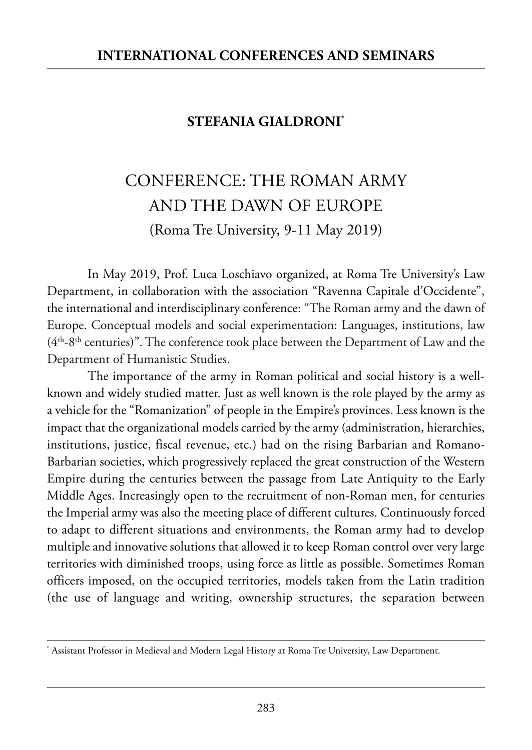## STEFANIA GIALDRONI[*]

# CONFERENCE: THE ROMAN ARMY AND THE DAWN OF EUROPE

(Roma Tre University, 9-11 May 2019)

In May 2019, Prof. Luca Loschiavo organized, at Roma Tre University's Law Department, in collaboration with the association "Ravenna Capitale d'Occidente", the international and interdisciplinary conference: "The Roman army and the dawn of Europe. Conceptual models and social experimentation: Languages, institutions, law (4th-8th centuries)". The conference took place between the Department of Law and the Department of Humanistic Studies.

The importance of the army in Roman political and social history is a well-known and widely studied matter. Just as well known is the role played by the army as a vehicle for the "Romanization" of people in the Empire's provinces. Less known is the impact that the organizational models carried by the army (administration, hierarchies, institutions, justice, fiscal revenue, etc.) had on the rising Barbarian and Romano-Barbarian societies, which progressively replaced the great construction of the Western Empire during the centuries between the passage from Late Antiquity to the Early Middle Ages. Increasingly open to the recruitment of non-Roman men, for centuries the Imperial army was also the meeting place of different cultures. Continuously forced to adapt to different situations and environments, the Roman army had to develop multiple and innovative solutions that allowed it to keep Roman control over very large territories with diminished troops, using force as little as possible. Sometimes Roman officers imposed, on the occupied territories, models taken from the Latin tradition (the use of language and writing, ownership structures, the separation between

[*] Assistant Professor in Medieval and Modern Legal History at Roma Tre University, Law Department.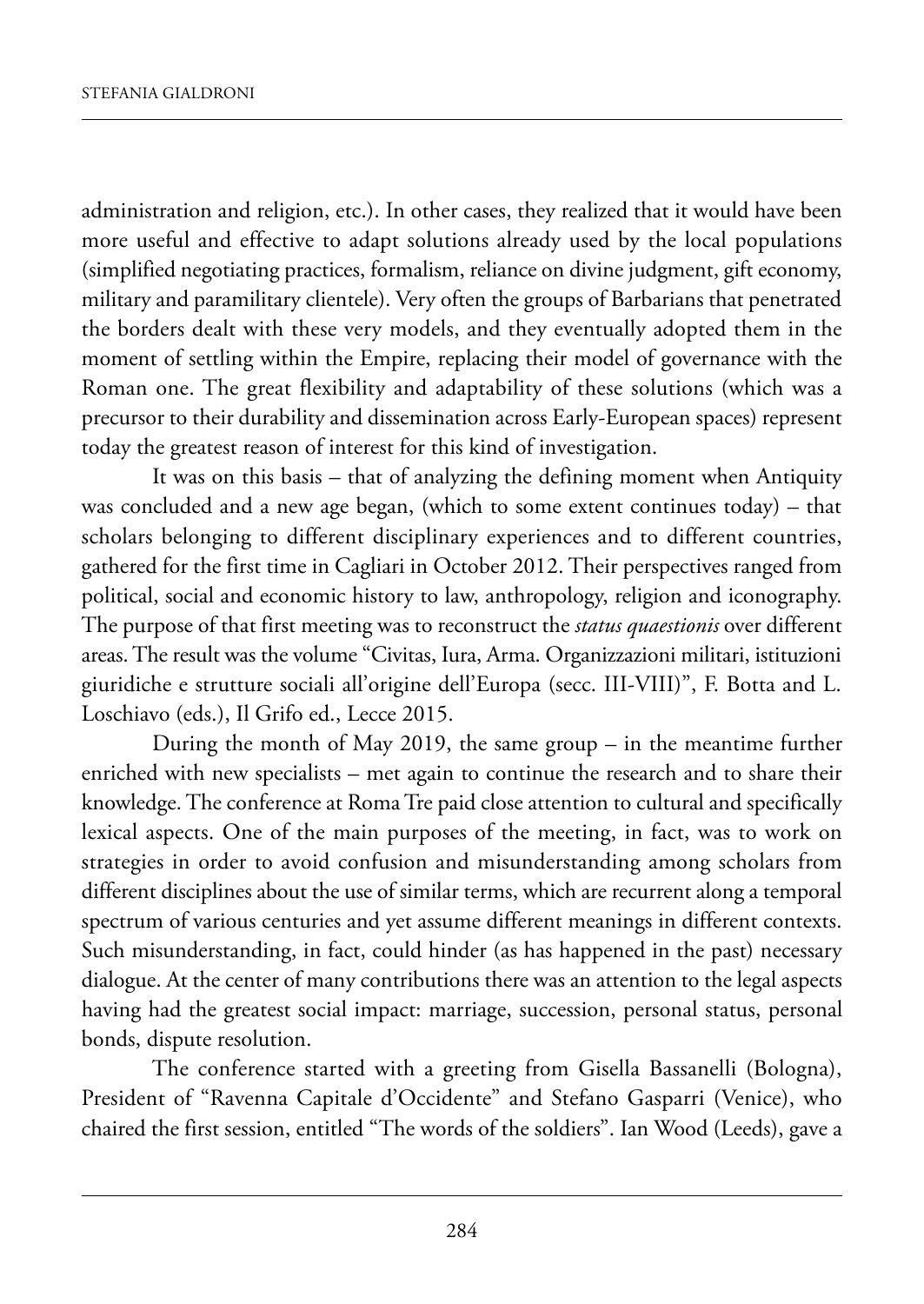administration and religion, etc.). In other cases, they realized that it would have been more useful and effective to adapt solutions already used by the local populations (simplified negotiating practices, formalism, reliance on divine judgment, gift economy, military and paramilitary clientele). Very often the groups of Barbarians that penetrated the borders dealt with these very models, and they eventually adopted them in the moment of settling within the Empire, replacing their model of governance with the Roman one. The great flexibility and adaptability of these solutions (which was a precursor to their durability and dissemination across Early-European spaces) represent today the greatest reason of interest for this kind of investigation.

It was on this basis – that of analyzing the defining moment when Antiquity was concluded and a new age began, (which to some extent continues today) – that scholars belonging to different disciplinary experiences and to different countries, gathered for the first time in Cagliari in October 2012. Their perspectives ranged from political, social and economic history to law, anthropology, religion and iconography. The purpose of that first meeting was to reconstruct the *status quaestionis* over different areas. The result was the volume "Civitas, Iura, Arma. Organizzazioni militari, istituzioni giuridiche e strutture sociali all'origine dell'Europa (secc. III-VIII)", F. Botta and L. Loschiavo (eds.), Il Grifo ed., Lecce 2015.

During the month of May 2019, the same group – in the meantime further enriched with new specialists – met again to continue the research and to share their knowledge. The conference at Roma Tre paid close attention to cultural and specifically lexical aspects. One of the main purposes of the meeting, in fact, was to work on strategies in order to avoid confusion and misunderstanding among scholars from different disciplines about the use of similar terms, which are recurrent along a temporal spectrum of various centuries and yet assume different meanings in different contexts. Such misunderstanding, in fact, could hinder (as has happened in the past) necessary dialogue. At the center of many contributions there was an attention to the legal aspects having had the greatest social impact: marriage, succession, personal status, personal bonds, dispute resolution.

The conference started with a greeting from Gisella Bassanelli (Bologna), President of "Ravenna Capitale d'Occidente" and Stefano Gasparri (Venice), who chaired the first session, entitled "The words of the soldiers". Ian Wood (Leeds), gave a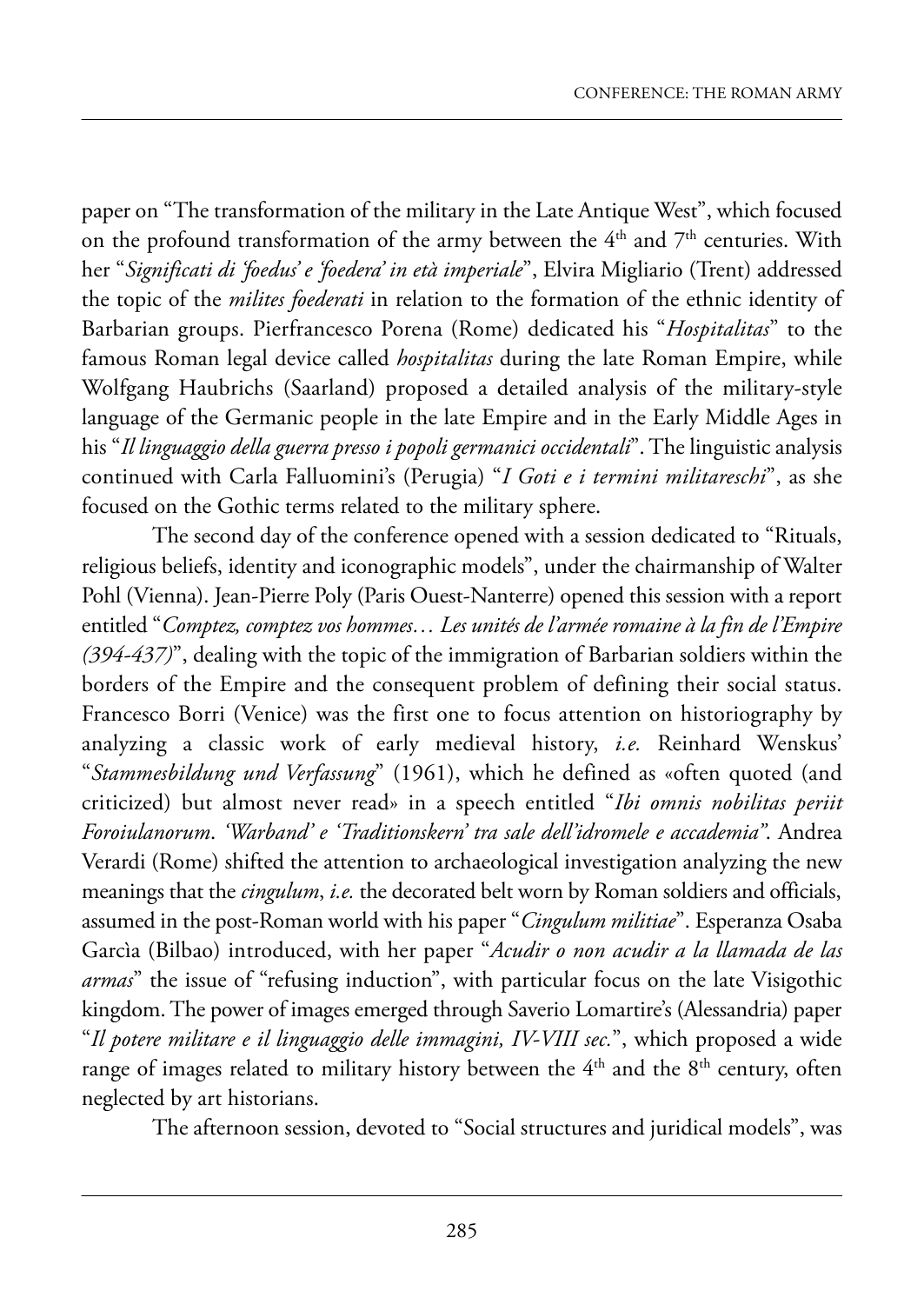paper on "The transformation of the military in the Late Antique West", which focused on the profound transformation of the army between the 4th and 7th centuries. With her "*Significati di 'foedus' e 'foedera' in età imperiale*", Elvira Migliario (Trent) addressed the topic of the *milites foederati* in relation to the formation of the ethnic identity of Barbarian groups. Pierfrancesco Porena (Rome) dedicated his "*Hospitalitas*" to the famous Roman legal device called *hospitalitas* during the late Roman Empire, while Wolfgang Haubrichs (Saarland) proposed a detailed analysis of the military-style language of the Germanic people in the late Empire and in the Early Middle Ages in his "*Il linguaggio della guerra presso i popoli germanici occidentali*". The linguistic analysis continued with Carla Falluomini's (Perugia) "*I Goti e i termini militareschi*", as she focused on the Gothic terms related to the military sphere.

The second day of the conference opened with a session dedicated to "Rituals, religious beliefs, identity and iconographic models", under the chairmanship of Walter Pohl (Vienna). Jean-Pierre Poly (Paris Ouest-Nanterre) opened this session with a report entitled "*Comptez, comptez vos hommes… Les unités de l'armée romaine à la fin de l'Empire (394-437)*", dealing with the topic of the immigration of Barbarian soldiers within the borders of the Empire and the consequent problem of defining their social status. Francesco Borri (Venice) was the first one to focus attention on historiography by analyzing a classic work of early medieval history, *i.e.* Reinhard Wenskus' "*Stammesbildung und Verfassung*" (1961), which he defined as «often quoted (and criticized) but almost never read» in a speech entitled "*Ibi omnis nobilitas periit Foroiulanorum. 'Warband' e 'Traditionskern' tra sale dell'idromele e accademia"*. Andrea Verardi (Rome) shifted the attention to archaeological investigation analyzing the new meanings that the *cingulum*, *i.e.* the decorated belt worn by Roman soldiers and officials, assumed in the post-Roman world with his paper "*Cingulum militiae*". Esperanza Osaba Garcìa (Bilbao) introduced, with her paper "*Acudir o non acudir a la llamada de las armas*" the issue of "refusing induction", with particular focus on the late Visigothic kingdom. The power of images emerged through Saverio Lomartire's (Alessandria) paper "*Il potere militare e il linguaggio delle immagini, IV-VIII sec.*", which proposed a wide range of images related to military history between the 4th and the 8th century, often neglected by art historians.

The afternoon session, devoted to "Social structures and juridical models", was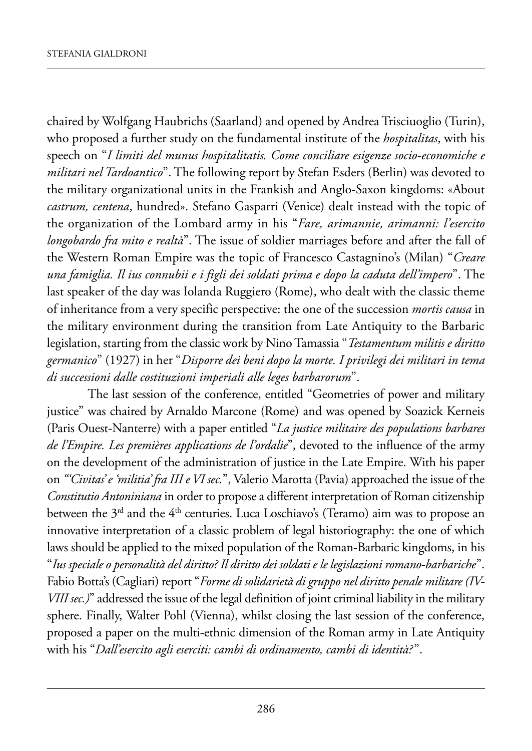chaired by Wolfgang Haubrichs (Saarland) and opened by Andrea Trisciuoglio (Turin), who proposed a further study on the fundamental institute of the *hospitalitas*, with his speech on "*I limiti del munus hospitalitatis. Come conciliare esigenze socio-economiche e militari nel Tardoantico*". The following report by Stefan Esders (Berlin) was devoted to the military organizational units in the Frankish and Anglo-Saxon kingdoms: «About *castrum, centena*, hundred». Stefano Gasparri (Venice) dealt instead with the topic of the organization of the Lombard army in his "*Fare, arimannie, arimanni: l'esercito longobardo fra mito e realtà*". The issue of soldier marriages before and after the fall of the Western Roman Empire was the topic of Francesco Castagnino's (Milan) "*Creare una famiglia. Il ius connubii e i figli dei soldati prima e dopo la caduta dell'impero*". The last speaker of the day was Iolanda Ruggiero (Rome), who dealt with the classic theme of inheritance from a very specific perspective: the one of the succession *mortis causa* in the military environment during the transition from Late Antiquity to the Barbaric legislation, starting from the classic work by Nino Tamassia "*Testamentum militis e diritto germanico*" (1927) in her "*Disporre dei beni dopo la morte. I privilegi dei militari in tema di successioni dalle costituzioni imperiali alle leges barbarorum*".

The last session of the conference, entitled "Geometries of power and military justice" was chaired by Arnaldo Marcone (Rome) and was opened by Soazick Kerneis (Paris Ouest-Nanterre) with a paper entitled "*La justice militaire des populations barbares de l'Empire. Les premières applications de l'ordalie*", devoted to the influence of the army on the development of the administration of justice in the Late Empire. With his paper on "*'Civitas' e 'militia' fra III e VI sec.*", Valerio Marotta (Pavia) approached the issue of the *Constitutio Antoniniana* in order to propose a different interpretation of Roman citizenship between the 3rd and the 4th centuries. Luca Loschiavo's (Teramo) aim was to propose an innovative interpretation of a classic problem of legal historiography: the one of which laws should be applied to the mixed population of the Roman-Barbaric kingdoms, in his "*Ius speciale o personalità del diritto? Il diritto dei soldati e le legislazioni romano-barbariche*". Fabio Botta's (Cagliari) report "*Forme di solidarietà di gruppo nel diritto penale militare (IV-VIII sec.)*" addressed the issue of the legal definition of joint criminal liability in the military sphere. Finally, Walter Pohl (Vienna), whilst closing the last session of the conference, proposed a paper on the multi-ethnic dimension of the Roman army in Late Antiquity with his "*Dall'esercito agli eserciti: cambi di ordinamento, cambi di identità?*".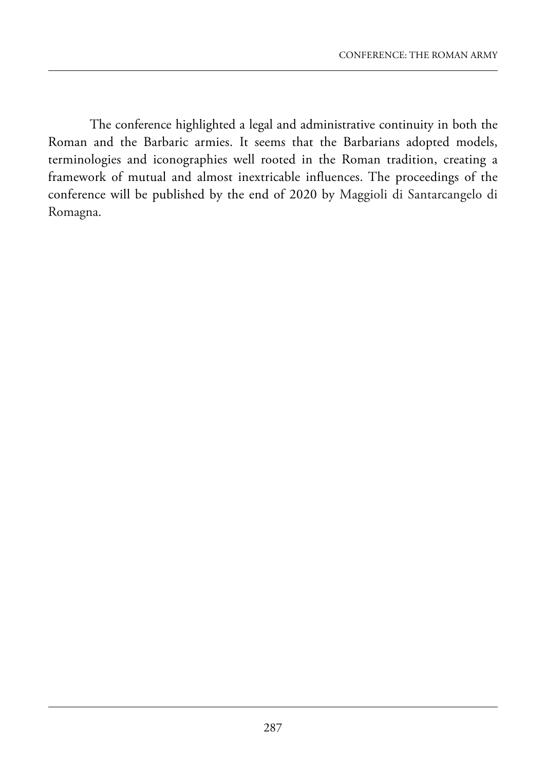The conference highlighted a legal and administrative continuity in both the Roman and the Barbaric armies. It seems that the Barbarians adopted models, terminologies and iconographies well rooted in the Roman tradition, creating a framework of mutual and almost inextricable influences. The proceedings of the conference will be published by the end of 2020 by Maggioli di Santarcangelo di Romagna.